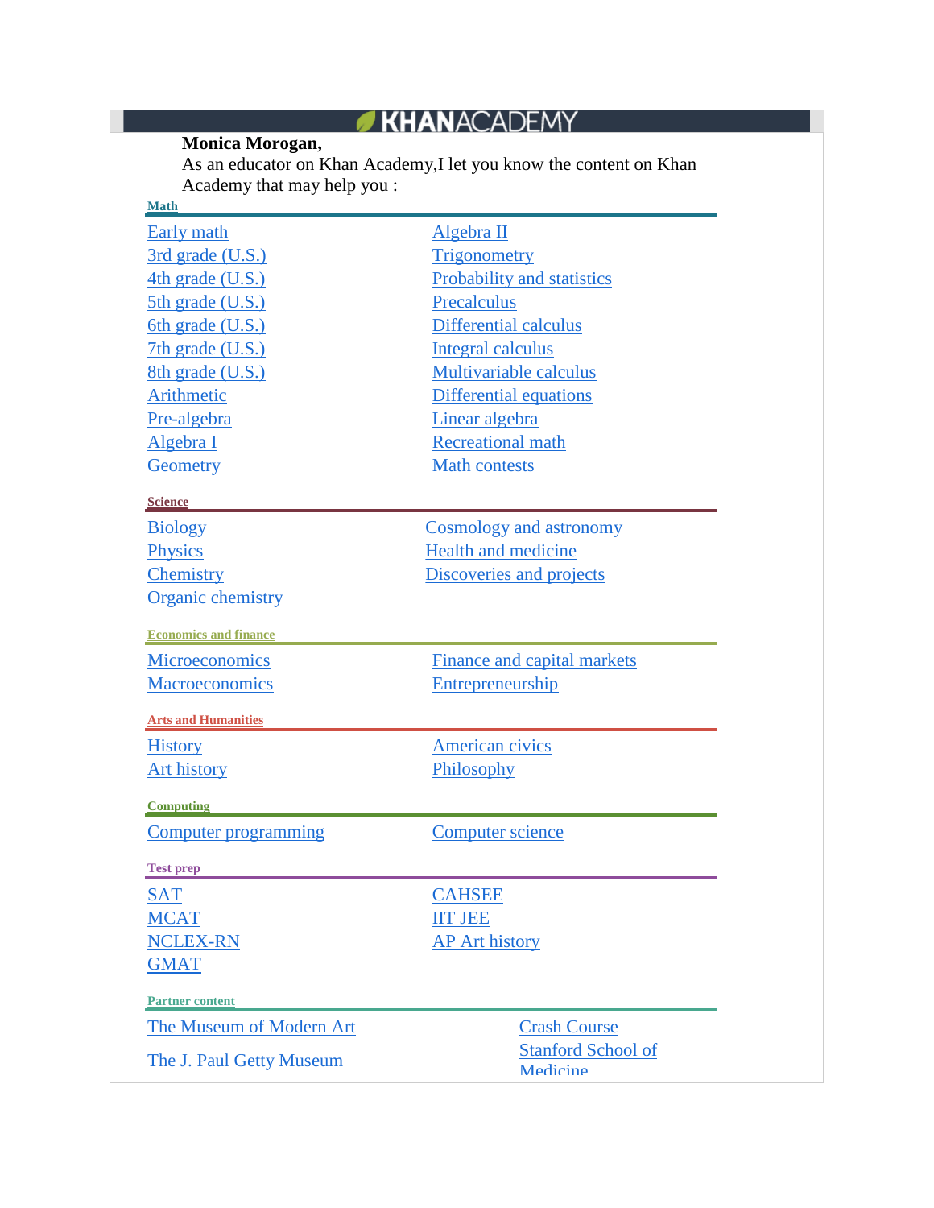KHANACADEMY

**Monica Morogan,**

As an educator on Khan Academy,I let you know the content on Khan Academy that may help you :

## Math

- Early math
- 3rd grade (U.S.)
- 4th grade (U.S.)
- 5th grade (U.S.)
- 6th grade (U.S.)
- 7th grade (U.S.)
- 8th grade (U.S.)
- Arithmetic
- Pre-algebra
- Algebra I
- Geometry
- Algebra II
- Trigonometry
- Probability and statistics
- Precalculus
- Differential calculus
- Integral calculus
- Multivariable calculus
- Differential equations
- Linear algebra
- Recreational math
- Math contests

## Science

- Biology
- Physics
- Chemistry
- Organic chemistry
- Cosmology and astronomy
- Health and medicine
- Discoveries and projects

## Economics and finance

- Microeconomics
- Macroeconomics
- Finance and capital markets
- Entrepreneurship

## Arts and Humanities

- History
- Art history
- American civics
- Philosophy

## Computing

- Computer programming
- Computer science

## Test prep

- SAT
- MCAT
- NCLEX-RN
- GMAT
- CAHSEE
- IIT JEE
- AP Art history

## Partner content

- The Museum of Modern Art
- The J. Paul Getty Museum
- Crash Course
- Stanford School of Medicine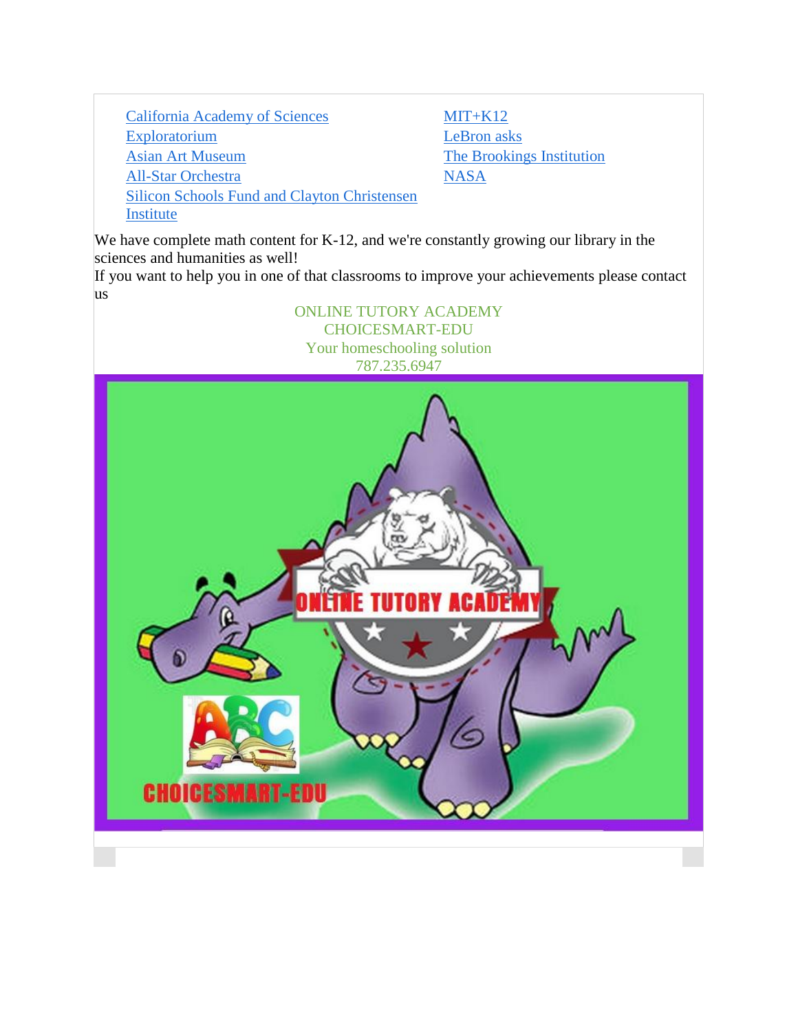- California Academy of Sciences
- Exploratorium
- Asian Art Museum
- All-Star Orchestra
- Silicon Schools Fund and Clayton Christensen Institute
- MIT+K12
- LeBron asks
- The Brookings Institution
- NASA

We have complete math content for K-12, and we're constantly growing our library in the sciences and humanities as well!

If you want to help you in one of that classrooms to improve your achievements please contact us

ONLINE TUTORY ACADEMY
CHOICESMART-EDU
Your homeschooling solution
787.235.6947